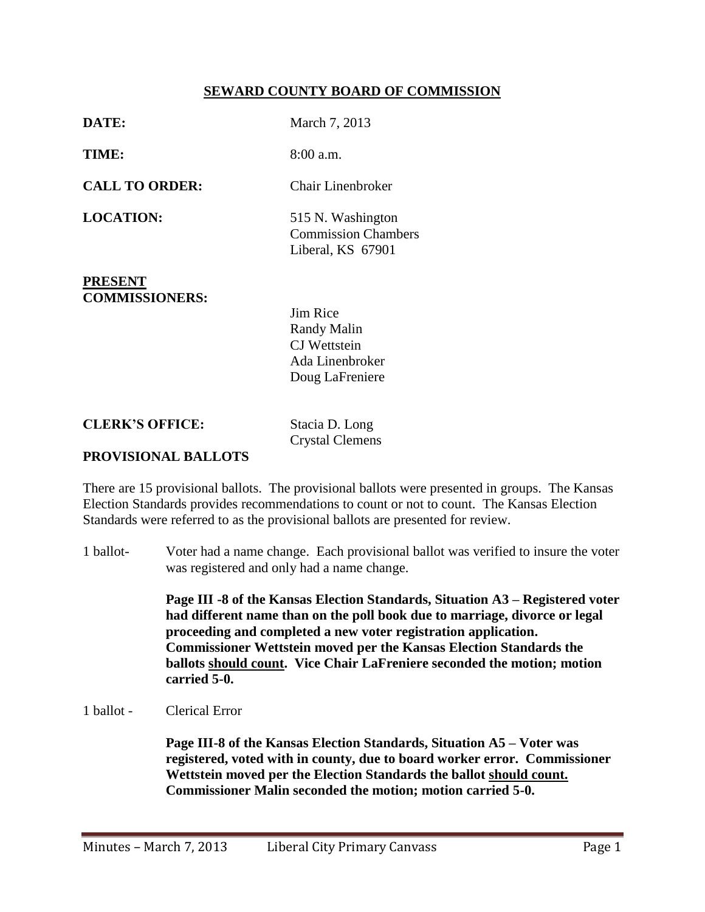# SEWARD COUNTY BOARD OF COMMISSION

**DATE:** March 7, 2013

**TIME:** 8:00 a.m.

**CALL TO ORDER:** Chair Linenbroker

**LOCATION:** 515 N. Washington
Commission Chambers
Liberal, KS 67901

**PRESENT COMMISSIONERS:**

Jim Rice
Randy Malin
CJ Wettstein
Ada Linenbroker
Doug LaFreniere

**CLERK'S OFFICE:** Stacia D. Long
Crystal Clemens

## PROVISIONAL BALLOTS

There are 15 provisional ballots. The provisional ballots were presented in groups. The Kansas Election Standards provides recommendations to count or not to count. The Kansas Election Standards were referred to as the provisional ballots are presented for review.

1 ballot- Voter had a name change. Each provisional ballot was verified to insure the voter was registered and only had a name change.

**Page III -8 of the Kansas Election Standards, Situation A3 – Registered voter had different name than on the poll book due to marriage, divorce or legal proceeding and completed a new voter registration application. Commissioner Wettstein moved per the Kansas Election Standards the ballots <u>should count</u>. Vice Chair LaFreniere seconded the motion; motion carried 5-0.**

1 ballot - Clerical Error

**Page III-8 of the Kansas Election Standards, Situation A5 – Voter was registered, voted with in county, due to board worker error. Commissioner Wettstein moved per the Election Standards the ballot <u>should count.</u> Commissioner Malin seconded the motion; motion carried 5-0.**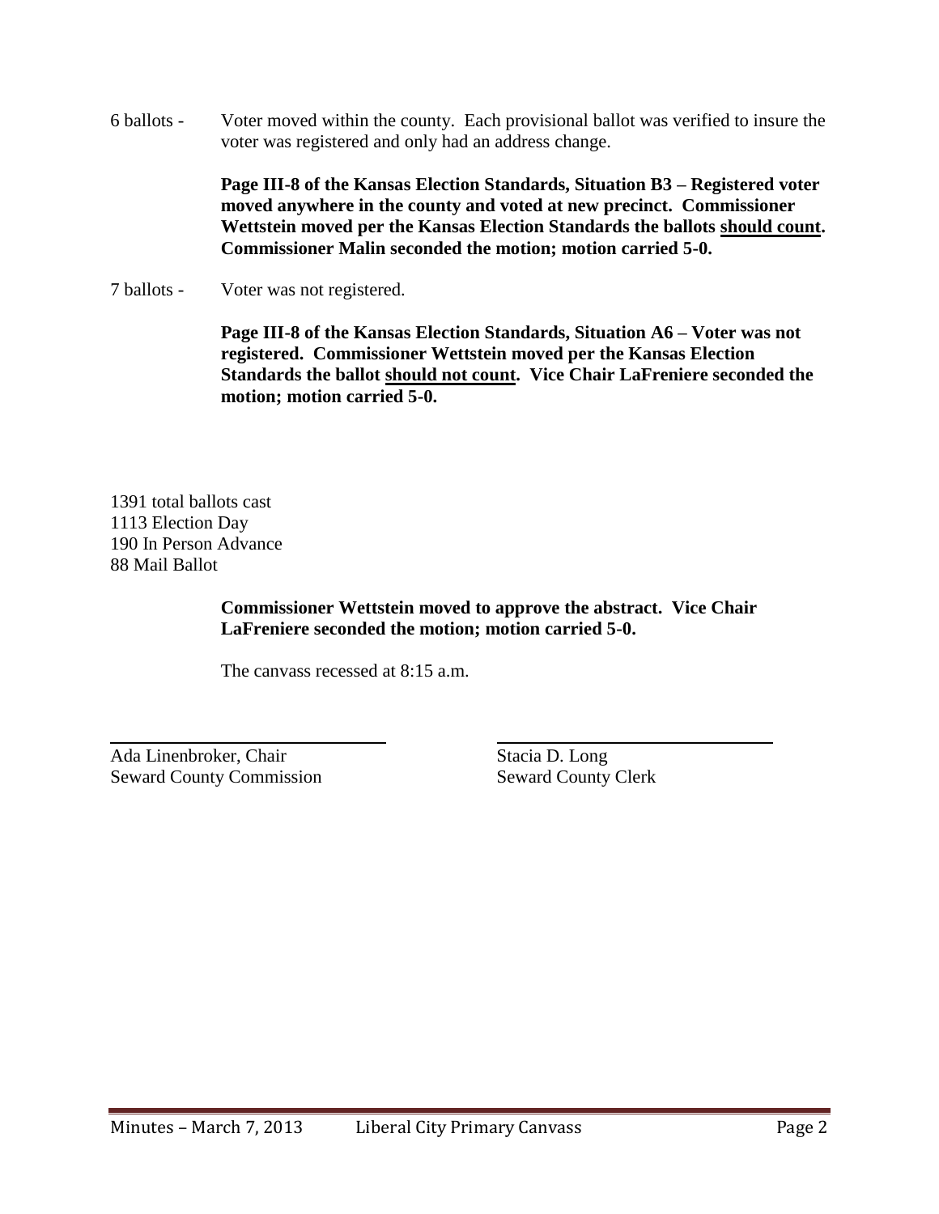6 ballots - Voter moved within the county. Each provisional ballot was verified to insure the voter was registered and only had an address change.

**Page III-8 of the Kansas Election Standards, Situation B3 – Registered voter moved anywhere in the county and voted at new precinct. Commissioner Wettstein moved per the Kansas Election Standards the ballots <u>should count</u>. Commissioner Malin seconded the motion; motion carried 5-0.**

7 ballots - Voter was not registered.

**Page III-8 of the Kansas Election Standards, Situation A6 – Voter was not registered. Commissioner Wettstein moved per the Kansas Election Standards the ballot <u>should not count</u>. Vice Chair LaFreniere seconded the motion; motion carried 5-0.**

1391 total ballots cast
1113 Election Day
190 In Person Advance
88 Mail Ballot

**Commissioner Wettstein moved to approve the abstract. Vice Chair LaFreniere seconded the motion; motion carried 5-0.**

The canvass recessed at 8:15 a.m.

Ada Linenbroker, Chair
Seward County Commission

Stacia D. Long
Seward County Clerk